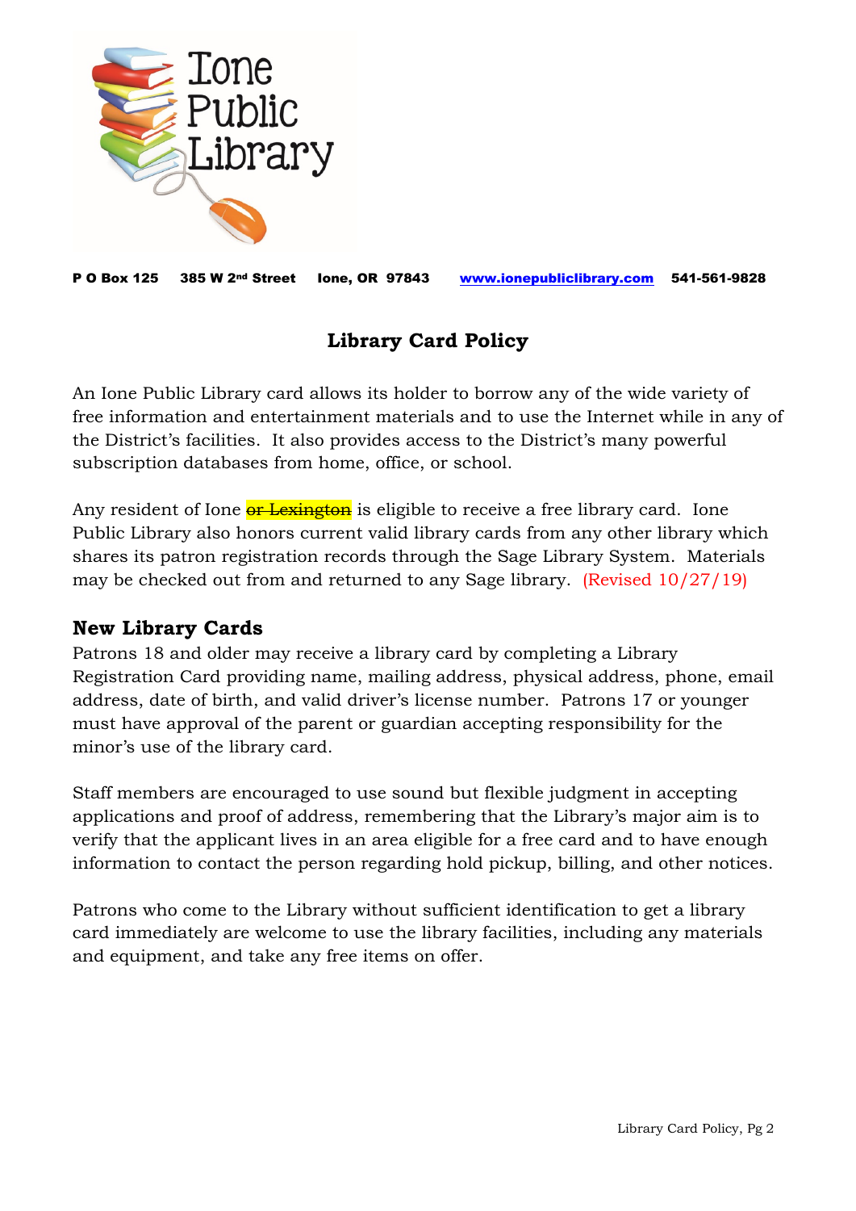Ione Public Library

**P O Box 125 385 W 2nd Street Ione, OR 97843 [www.ionepubliclibrary.com](http://www.ionepubliclibrary.com) 541-561-9828**

# Library Card Policy

An Ione Public Library card allows its holder to borrow any of the wide variety of free information and entertainment materials and to use the Internet while in any of the District's facilities. It also provides access to the District's many powerful subscription databases from home, office, or school.

Any resident of Ione ~~or Lexington~~ is eligible to receive a free library card. Ione Public Library also honors current valid library cards from any other library which shares its patron registration records through the Sage Library System. Materials may be checked out from and returned to any Sage library. (Revised 10/27/19)

## New Library Cards

Patrons 18 and older may receive a library card by completing a Library Registration Card providing name, mailing address, physical address, phone, email address, date of birth, and valid driver's license number. Patrons 17 or younger must have approval of the parent or guardian accepting responsibility for the minor's use of the library card.

Staff members are encouraged to use sound but flexible judgment in accepting applications and proof of address, remembering that the Library's major aim is to verify that the applicant lives in an area eligible for a free card and to have enough information to contact the person regarding hold pickup, billing, and other notices.

Patrons who come to the Library without sufficient identification to get a library card immediately are welcome to use the library facilities, including any materials and equipment, and take any free items on offer.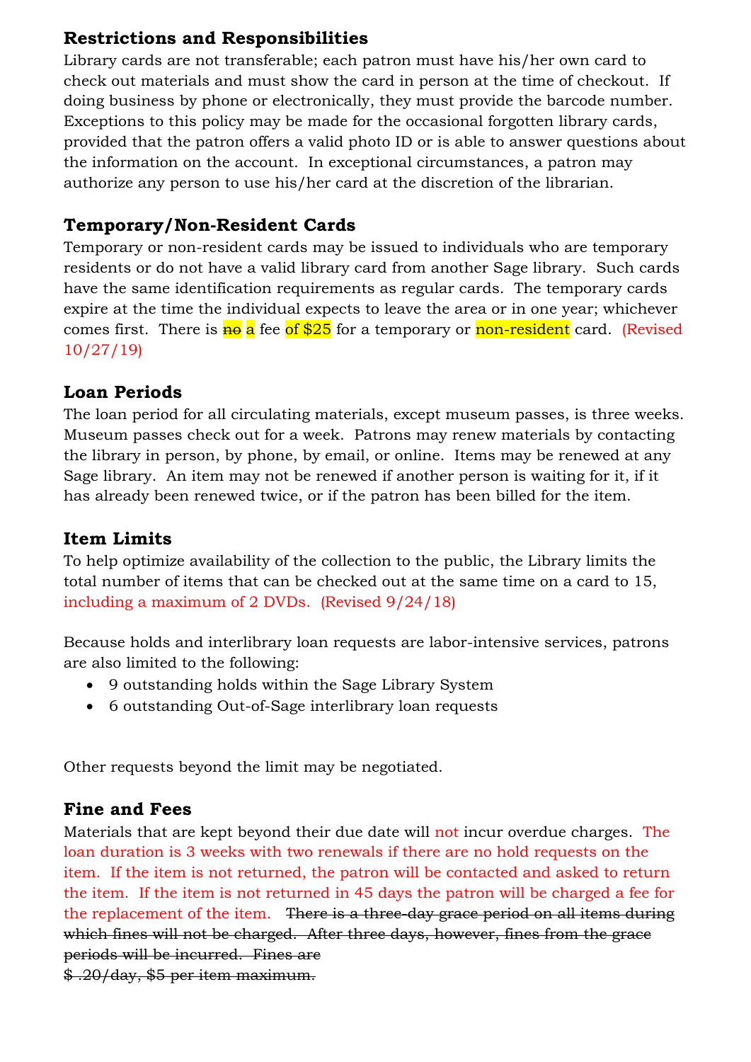## Restrictions and Responsibilities

Library cards are not transferable; each patron must have his/her own card to check out materials and must show the card in person at the time of checkout. If doing business by phone or electronically, they must provide the barcode number. Exceptions to this policy may be made for the occasional forgotten library cards, provided that the patron offers a valid photo ID or is able to answer questions about the information on the account. In exceptional circumstances, a patron may authorize any person to use his/her card at the discretion of the librarian.

## Temporary/Non-Resident Cards

Temporary or non-resident cards may be issued to individuals who are temporary residents or do not have a valid library card from another Sage library. Such cards have the same identification requirements as regular cards. The temporary cards expire at the time the individual expects to leave the area or in one year; whichever comes first. There is ~~no~~ a fee of $25 for a temporary or non-resident card. (Revised 10/27/19)

## Loan Periods

The loan period for all circulating materials, except museum passes, is three weeks. Museum passes check out for a week. Patrons may renew materials by contacting the library in person, by phone, by email, or online. Items may be renewed at any Sage library. An item may not be renewed if another person is waiting for it, if it has already been renewed twice, or if the patron has been billed for the item.

## Item Limits

To help optimize availability of the collection to the public, the Library limits the total number of items that can be checked out at the same time on a card to 15, including a maximum of 2 DVDs. (Revised 9/24/18)

Because holds and interlibrary loan requests are labor-intensive services, patrons are also limited to the following:

- 9 outstanding holds within the Sage Library System
- 6 outstanding Out-of-Sage interlibrary loan requests

Other requests beyond the limit may be negotiated.

## Fine and Fees

Materials that are kept beyond their due date will not incur overdue charges. The loan duration is 3 weeks with two renewals if there are no hold requests on the item. If the item is not returned, the patron will be contacted and asked to return the item. If the item is not returned in 45 days the patron will be charged a fee for the replacement of the item. ~~There is a three-day grace period on all items during which fines will not be charged. After three days, however, fines from the grace periods will be incurred. Fines are $ .20/day, $5 per item maximum.~~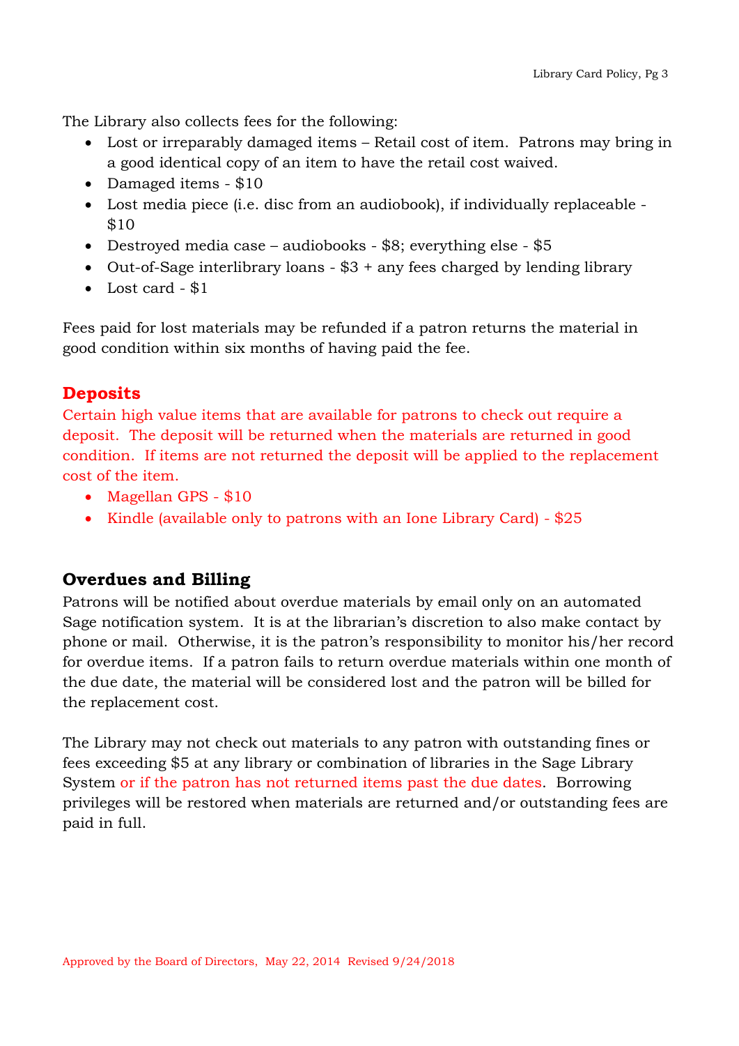The Library also collects fees for the following:

- Lost or irreparably damaged items – Retail cost of item. Patrons may bring in a good identical copy of an item to have the retail cost waived.
- Damaged items - $10
- Lost media piece (i.e. disc from an audiobook), if individually replaceable - $10
- Destroyed media case – audiobooks - $8; everything else - $5
- Out-of-Sage interlibrary loans - $3 + any fees charged by lending library
- Lost card - $1

Fees paid for lost materials may be refunded if a patron returns the material in good condition within six months of having paid the fee.

## Deposits

Certain high value items that are available for patrons to check out require a deposit. The deposit will be returned when the materials are returned in good condition. If items are not returned the deposit will be applied to the replacement cost of the item.

- Magellan GPS - $10
- Kindle (available only to patrons with an Ione Library Card) - $25

## Overdues and Billing

Patrons will be notified about overdue materials by email only on an automated Sage notification system. It is at the librarian's discretion to also make contact by phone or mail. Otherwise, it is the patron's responsibility to monitor his/her record for overdue items. If a patron fails to return overdue materials within one month of the due date, the material will be considered lost and the patron will be billed for the replacement cost.

The Library may not check out materials to any patron with outstanding fines or fees exceeding $5 at any library or combination of libraries in the Sage Library System or if the patron has not returned items past the due dates. Borrowing privileges will be restored when materials are returned and/or outstanding fees are paid in full.

Approved by the Board of Directors, May 22, 2014 Revised 9/24/2018